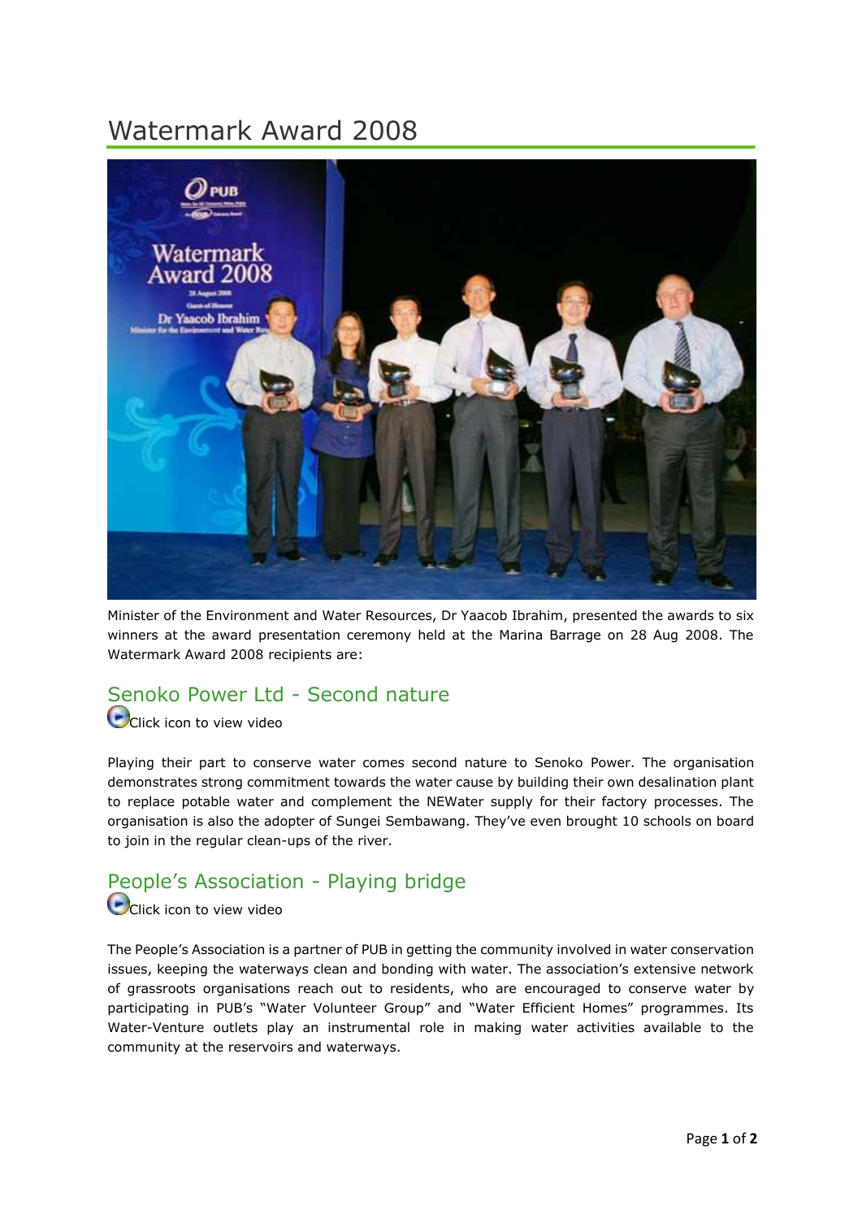# Watermark Award 2008

Minister of the Environment and Water Resources, Dr Yaacob Ibrahim, presented the awards to six winners at the award presentation ceremony held at the Marina Barrage on 28 Aug 2008. The Watermark Award 2008 recipients are:

## Senoko Power Ltd - Second nature

Click icon to view video

Playing their part to conserve water comes second nature to Senoko Power. The organisation demonstrates strong commitment towards the water cause by building their own desalination plant to replace potable water and complement the NEWater supply for their factory processes. The organisation is also the adopter of Sungei Sembawang. They've even brought 10 schools on board to join in the regular clean-ups of the river.

## People's Association - Playing bridge

Click icon to view video

The People's Association is a partner of PUB in getting the community involved in water conservation issues, keeping the waterways clean and bonding with water. The association's extensive network of grassroots organisations reach out to residents, who are encouraged to conserve water by participating in PUB's "Water Volunteer Group" and "Water Efficient Homes" programmes. Its Water-Venture outlets play an instrumental role in making water activities available to the community at the reservoirs and waterways.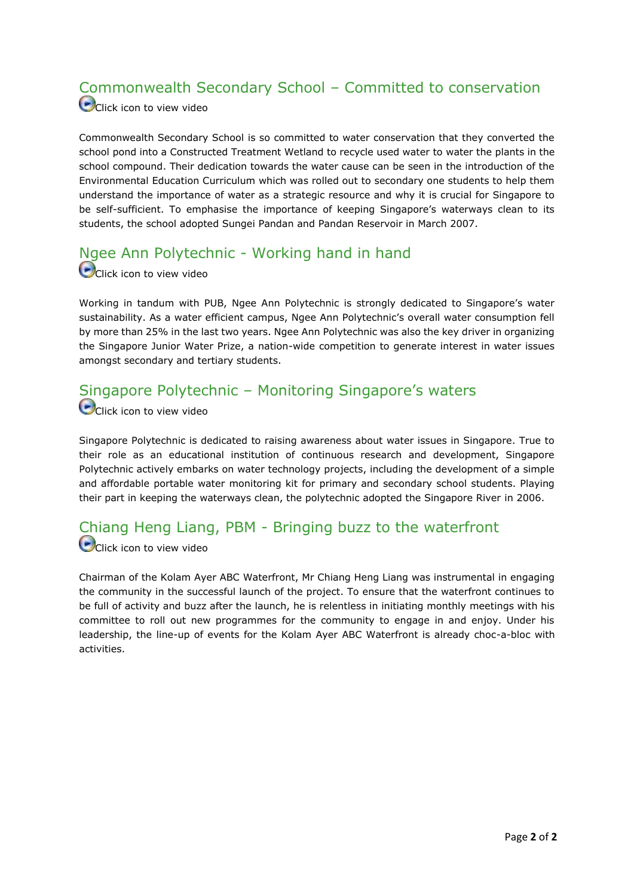## Commonwealth Secondary School – Committed to conservation

Click icon to view video

Commonwealth Secondary School is so committed to water conservation that they converted the school pond into a Constructed Treatment Wetland to recycle used water to water the plants in the school compound. Their dedication towards the water cause can be seen in the introduction of the Environmental Education Curriculum which was rolled out to secondary one students to help them understand the importance of water as a strategic resource and why it is crucial for Singapore to be self-sufficient. To emphasise the importance of keeping Singapore's waterways clean to its students, the school adopted Sungei Pandan and Pandan Reservoir in March 2007.

## Ngee Ann Polytechnic - Working hand in hand

Click icon to view video

Working in tandum with PUB, Ngee Ann Polytechnic is strongly dedicated to Singapore's water sustainability. As a water efficient campus, Ngee Ann Polytechnic's overall water consumption fell by more than 25% in the last two years. Ngee Ann Polytechnic was also the key driver in organizing the Singapore Junior Water Prize, a nation-wide competition to generate interest in water issues amongst secondary and tertiary students.

## Singapore Polytechnic – Monitoring Singapore's waters

Click icon to view video

Singapore Polytechnic is dedicated to raising awareness about water issues in Singapore. True to their role as an educational institution of continuous research and development, Singapore Polytechnic actively embarks on water technology projects, including the development of a simple and affordable portable water monitoring kit for primary and secondary school students. Playing their part in keeping the waterways clean, the polytechnic adopted the Singapore River in 2006.

## Chiang Heng Liang, PBM - Bringing buzz to the waterfront

Click icon to view video

Chairman of the Kolam Ayer ABC Waterfront, Mr Chiang Heng Liang was instrumental in engaging the community in the successful launch of the project. To ensure that the waterfront continues to be full of activity and buzz after the launch, he is relentless in initiating monthly meetings with his committee to roll out new programmes for the community to engage in and enjoy. Under his leadership, the line-up of events for the Kolam Ayer ABC Waterfront is already choc-a-bloc with activities.